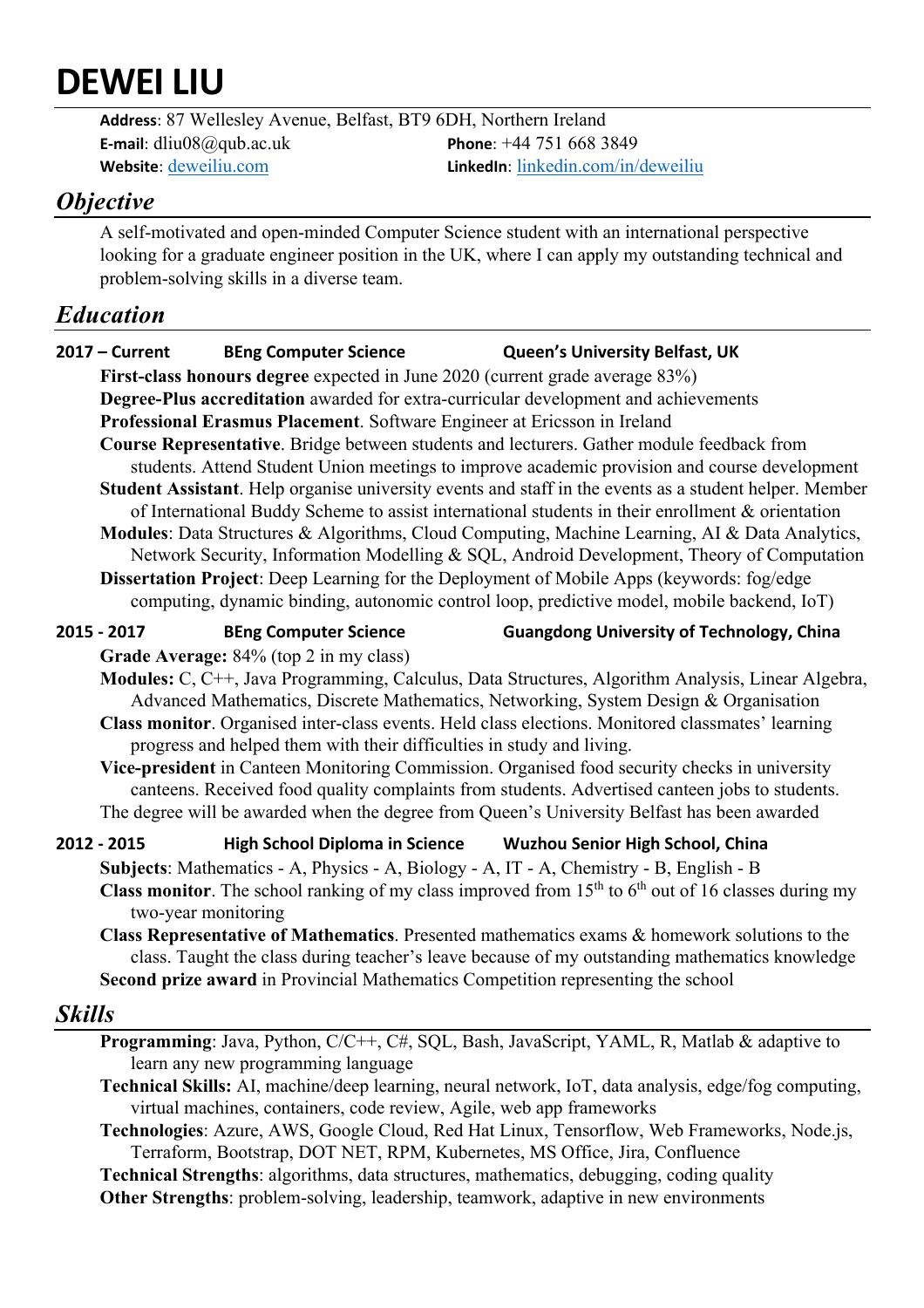# DEWEI LIU

**Address**: 87 Wellesley Avenue, Belfast, BT9 6DH, Northern Ireland
**E-mail**: dliu08@qub.ac.uk
**Phone**: +44 751 668 3849
**Website**: deweiliu.com
**LinkedIn**: linkedin.com/in/deweiliu

## *Objective*

A self-motivated and open-minded Computer Science student with an international perspective looking for a graduate engineer position in the UK, where I can apply my outstanding technical and problem-solving skills in a diverse team.

## *Education*

**2017 – Current** | **BEng Computer Science** | **Queen's University Belfast, UK**

- **First-class honours degree** expected in June 2020 (current grade average 83%)
- **Degree-Plus accreditation** awarded for extra-curricular development and achievements
- **Professional Erasmus Placement**. Software Engineer at Ericsson in Ireland
- **Course Representative**. Bridge between students and lecturers. Gather module feedback from students. Attend Student Union meetings to improve academic provision and course development
- **Student Assistant**. Help organise university events and staff in the events as a student helper. Member of International Buddy Scheme to assist international students in their enrollment & orientation
- **Modules**: Data Structures & Algorithms, Cloud Computing, Machine Learning, AI & Data Analytics, Network Security, Information Modelling & SQL, Android Development, Theory of Computation
- **Dissertation Project**: Deep Learning for the Deployment of Mobile Apps (keywords: fog/edge computing, dynamic binding, autonomic control loop, predictive model, mobile backend, IoT)

**2015 - 2017** | **BEng Computer Science** | **Guangdong University of Technology, China**

- **Grade Average:** 84% (top 2 in my class)
- **Modules:** C, C++, Java Programming, Calculus, Data Structures, Algorithm Analysis, Linear Algebra, Advanced Mathematics, Discrete Mathematics, Networking, System Design & Organisation
- **Class monitor**. Organised inter-class events. Held class elections. Monitored classmates' learning progress and helped them with their difficulties in study and living.
- **Vice-president** in Canteen Monitoring Commission. Organised food security checks in university canteens. Received food quality complaints from students. Advertised canteen jobs to students.

The degree will be awarded when the degree from Queen's University Belfast has been awarded

**2012 - 2015** | **High School Diploma in Science** | **Wuzhou Senior High School, China**

- **Subjects**: Mathematics - A, Physics - A, Biology - A, IT - A, Chemistry - B, English - B
- **Class monitor**. The school ranking of my class improved from 15th to 6th out of 16 classes during my two-year monitoring
- **Class Representative of Mathematics**. Presented mathematics exams & homework solutions to the class. Taught the class during teacher's leave because of my outstanding mathematics knowledge
- **Second prize award** in Provincial Mathematics Competition representing the school

## *Skills*

- **Programming**: Java, Python, C/C++, C#, SQL, Bash, JavaScript, YAML, R, Matlab & adaptive to learn any new programming language
- **Technical Skills:** AI, machine/deep learning, neural network, IoT, data analysis, edge/fog computing, virtual machines, containers, code review, Agile, web app frameworks
- **Technologies**: Azure, AWS, Google Cloud, Red Hat Linux, Tensorflow, Web Frameworks, Node.js, Terraform, Bootstrap, DOT NET, RPM, Kubernetes, MS Office, Jira, Confluence
- **Technical Strengths**: algorithms, data structures, mathematics, debugging, coding quality
- **Other Strengths**: problem-solving, leadership, teamwork, adaptive in new environments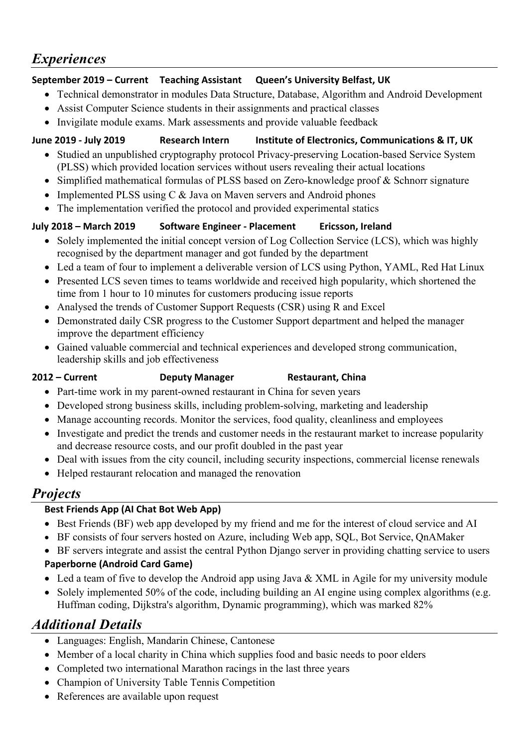## *Experiences*

**September 2019 – Current Teaching Assistant Queen's University Belfast, UK**

- Technical demonstrator in modules Data Structure, Database, Algorithm and Android Development
- Assist Computer Science students in their assignments and practical classes
- Invigilate module exams. Mark assessments and provide valuable feedback

**June 2019 - July 2019 Research Intern Institute of Electronics, Communications & IT, UK**

- Studied an unpublished cryptography protocol Privacy-preserving Location-based Service System (PLSS) which provided location services without users revealing their actual locations
- Simplified mathematical formulas of PLSS based on Zero-knowledge proof & Schnorr signature
- Implemented PLSS using C & Java on Maven servers and Android phones
- The implementation verified the protocol and provided experimental statics

**July 2018 – March 2019 Software Engineer - Placement Ericsson, Ireland**

- Solely implemented the initial concept version of Log Collection Service (LCS), which was highly recognised by the department manager and got funded by the department
- Led a team of four to implement a deliverable version of LCS using Python, YAML, Red Hat Linux
- Presented LCS seven times to teams worldwide and received high popularity, which shortened the time from 1 hour to 10 minutes for customers producing issue reports
- Analysed the trends of Customer Support Requests (CSR) using R and Excel
- Demonstrated daily CSR progress to the Customer Support department and helped the manager improve the department efficiency
- Gained valuable commercial and technical experiences and developed strong communication, leadership skills and job effectiveness

**2012 – Current Deputy Manager Restaurant, China**

- Part-time work in my parent-owned restaurant in China for seven years
- Developed strong business skills, including problem-solving, marketing and leadership
- Manage accounting records. Monitor the services, food quality, cleanliness and employees
- Investigate and predict the trends and customer needs in the restaurant market to increase popularity and decrease resource costs, and our profit doubled in the past year
- Deal with issues from the city council, including security inspections, commercial license renewals
- Helped restaurant relocation and managed the renovation

## *Projects*

**Best Friends App (AI Chat Bot Web App)**

- Best Friends (BF) web app developed by my friend and me for the interest of cloud service and AI
- BF consists of four servers hosted on Azure, including Web app, SQL, Bot Service, QnAMaker
- BF servers integrate and assist the central Python Django server in providing chatting service to users

**Paperborne (Android Card Game)**

- Led a team of five to develop the Android app using Java & XML in Agile for my university module
- Solely implemented 50% of the code, including building an AI engine using complex algorithms (e.g. Huffman coding, Dijkstra's algorithm, Dynamic programming), which was marked 82%

## *Additional Details*

- Languages: English, Mandarin Chinese, Cantonese
- Member of a local charity in China which supplies food and basic needs to poor elders
- Completed two international Marathon racings in the last three years
- Champion of University Table Tennis Competition
- References are available upon request